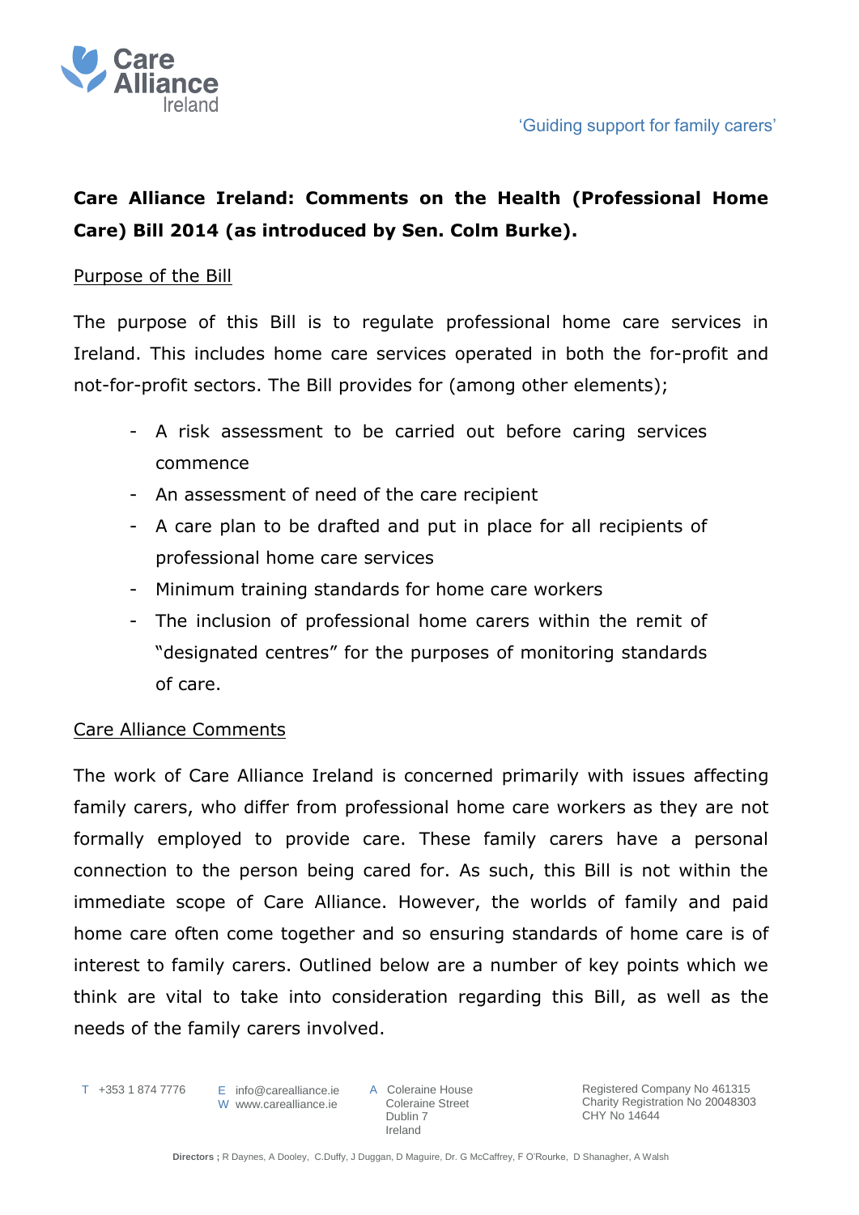Care Alliance Ireland

'Guiding support for family carers'

**Care Alliance Ireland: Comments on the Health (Professional Home Care) Bill 2014 (as introduced by Sen. Colm Burke).**

## Purpose of the Bill

The purpose of this Bill is to regulate professional home care services in Ireland. This includes home care services operated in both the for-profit and not-for-profit sectors. The Bill provides for (among other elements);

- A risk assessment to be carried out before caring services commence
- An assessment of need of the care recipient
- A care plan to be drafted and put in place for all recipients of professional home care services
- Minimum training standards for home care workers
- The inclusion of professional home carers within the remit of "designated centres" for the purposes of monitoring standards of care.

## Care Alliance Comments

The work of Care Alliance Ireland is concerned primarily with issues affecting family carers, who differ from professional home care workers as they are not formally employed to provide care. These family carers have a personal connection to the person being cared for. As such, this Bill is not within the immediate scope of Care Alliance. However, the worlds of family and paid home care often come together and so ensuring standards of home care is of interest to family carers. Outlined below are a number of key points which we think are vital to take into consideration regarding this Bill, as well as the needs of the family carers involved.

T +353 1 874 7776 | E info@carealliance.ie | W www.carealliance.ie | A Coleraine House, Coleraine Street, Dublin 7, Ireland

Registered Company No 461315 | Charity Registration No 20048303 | CHY No 14644

**Directors ;** R Daynes, A Dooley, C.Duffy, J Duggan, D Maguire, Dr. G McCaffrey, F O'Rourke, D Shanagher, A Walsh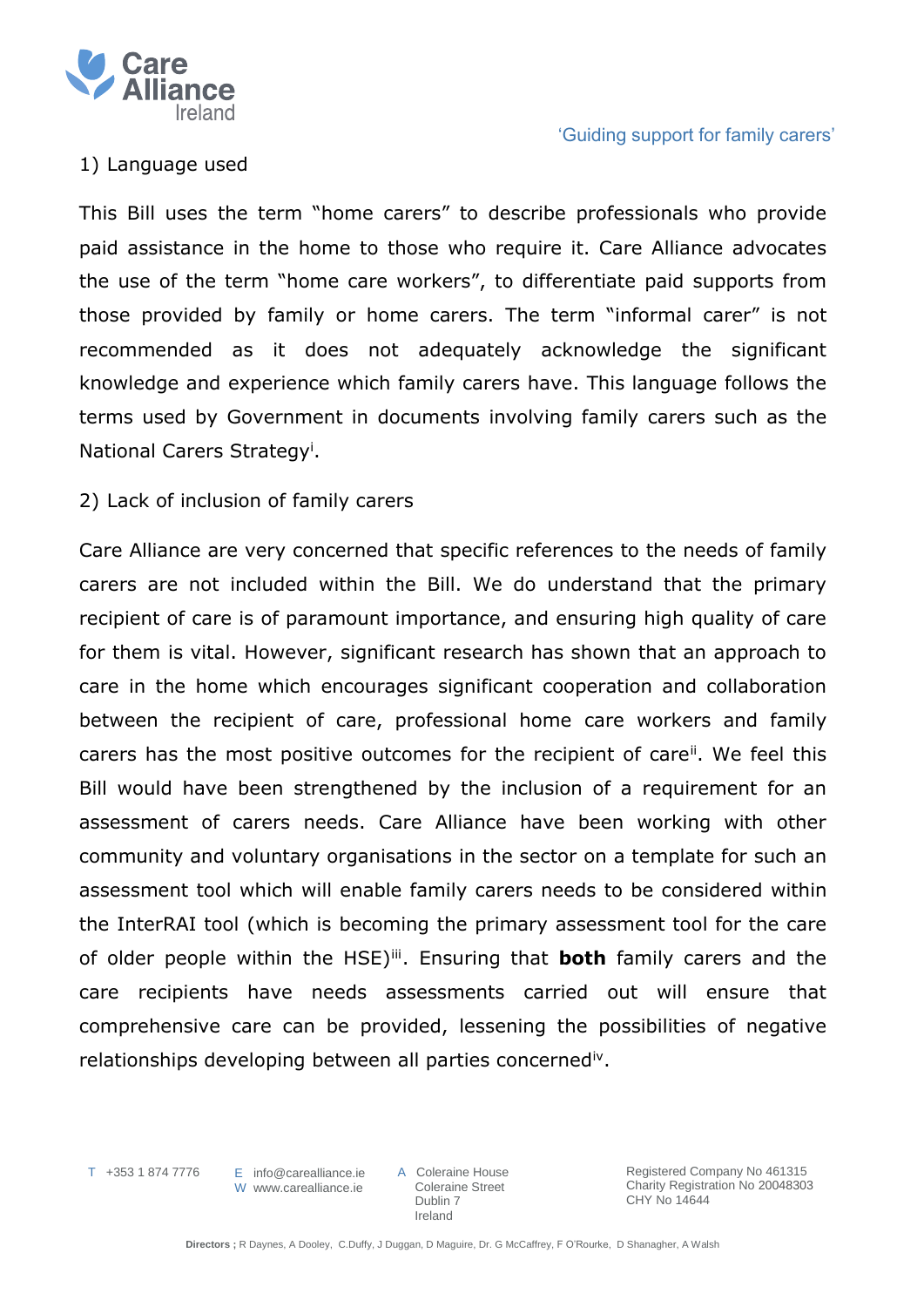1) Language used

This Bill uses the term "home carers" to describe professionals who provide paid assistance in the home to those who require it. Care Alliance advocates the use of the term "home care workers", to differentiate paid supports from those provided by family or home carers. The term "informal carer" is not recommended as it does not adequately acknowledge the significant knowledge and experience which family carers have. This language follows the terms used by Government in documents involving family carers such as the National Carers Strategy[i].

2) Lack of inclusion of family carers

Care Alliance are very concerned that specific references to the needs of family carers are not included within the Bill. We do understand that the primary recipient of care is of paramount importance, and ensuring high quality of care for them is vital. However, significant research has shown that an approach to care in the home which encourages significant cooperation and collaboration between the recipient of care, professional home care workers and family carers has the most positive outcomes for the recipient of care[ii]. We feel this Bill would have been strengthened by the inclusion of a requirement for an assessment of carers needs. Care Alliance have been working with other community and voluntary organisations in the sector on a template for such an assessment tool which will enable family carers needs to be considered within the InterRAI tool (which is becoming the primary assessment tool for the care of older people within the HSE)[iii]. Ensuring that **both** family carers and the care recipients have needs assessments carried out will ensure that comprehensive care can be provided, lessening the possibilities of negative relationships developing between all parties concerned[iv].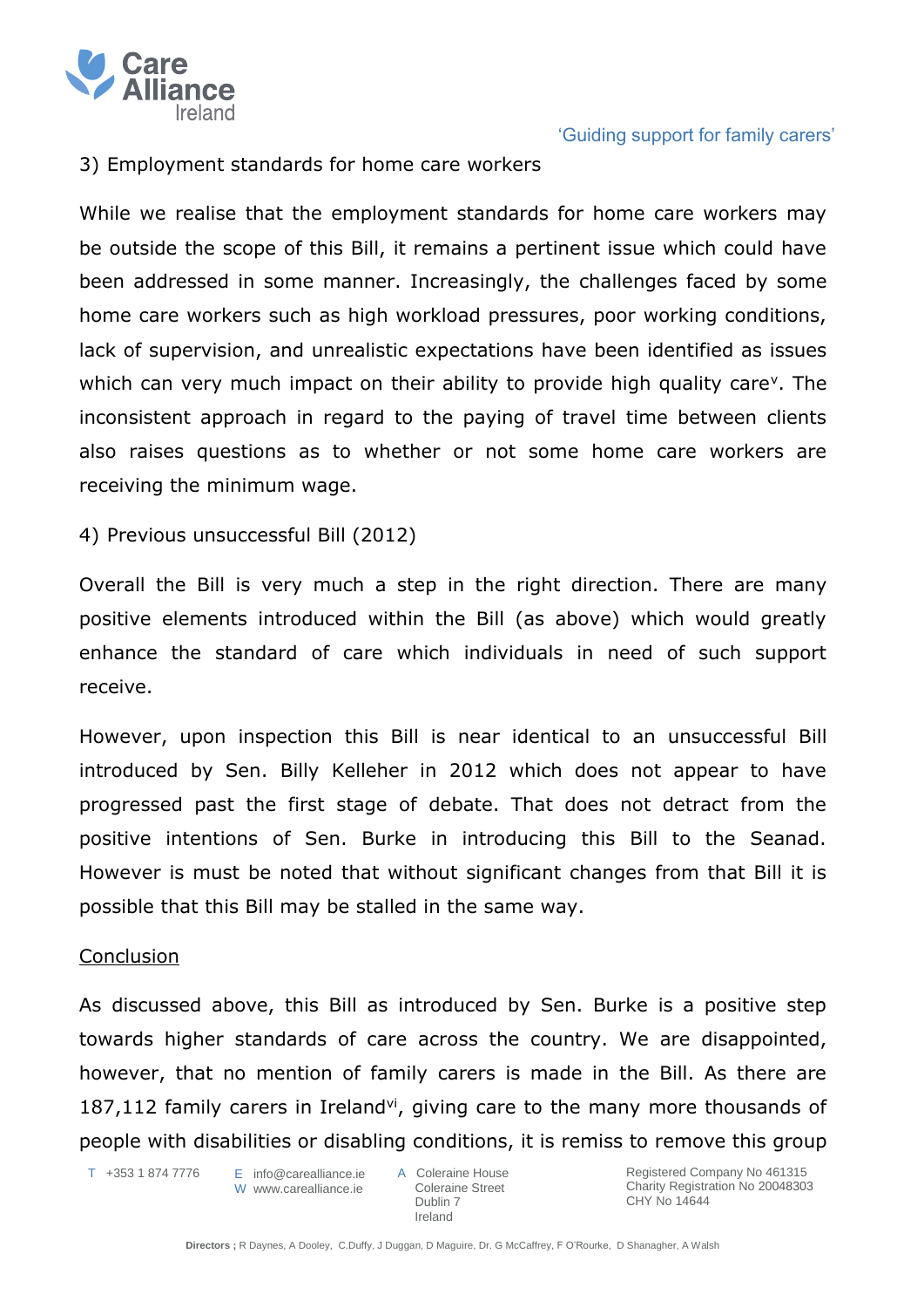3) Employment standards for home care workers

While we realise that the employment standards for home care workers may be outside the scope of this Bill, it remains a pertinent issue which could have been addressed in some manner. Increasingly, the challenges faced by some home care workers such as high workload pressures, poor working conditions, lack of supervision, and unrealistic expectations have been identified as issues which can very much impact on their ability to provide high quality care[v]. The inconsistent approach in regard to the paying of travel time between clients also raises questions as to whether or not some home care workers are receiving the minimum wage.

4) Previous unsuccessful Bill (2012)

Overall the Bill is very much a step in the right direction. There are many positive elements introduced within the Bill (as above) which would greatly enhance the standard of care which individuals in need of such support receive.

However, upon inspection this Bill is near identical to an unsuccessful Bill introduced by Sen. Billy Kelleher in 2012 which does not appear to have progressed past the first stage of debate. That does not detract from the positive intentions of Sen. Burke in introducing this Bill to the Seanad. However is must be noted that without significant changes from that Bill it is possible that this Bill may be stalled in the same way.

<u>Conclusion</u>

As discussed above, this Bill as introduced by Sen. Burke is a positive step towards higher standards of care across the country. We are disappointed, however, that no mention of family carers is made in the Bill. As there are 187,112 family carers in Ireland[vi], giving care to the many more thousands of people with disabilities or disabling conditions, it is remiss to remove this group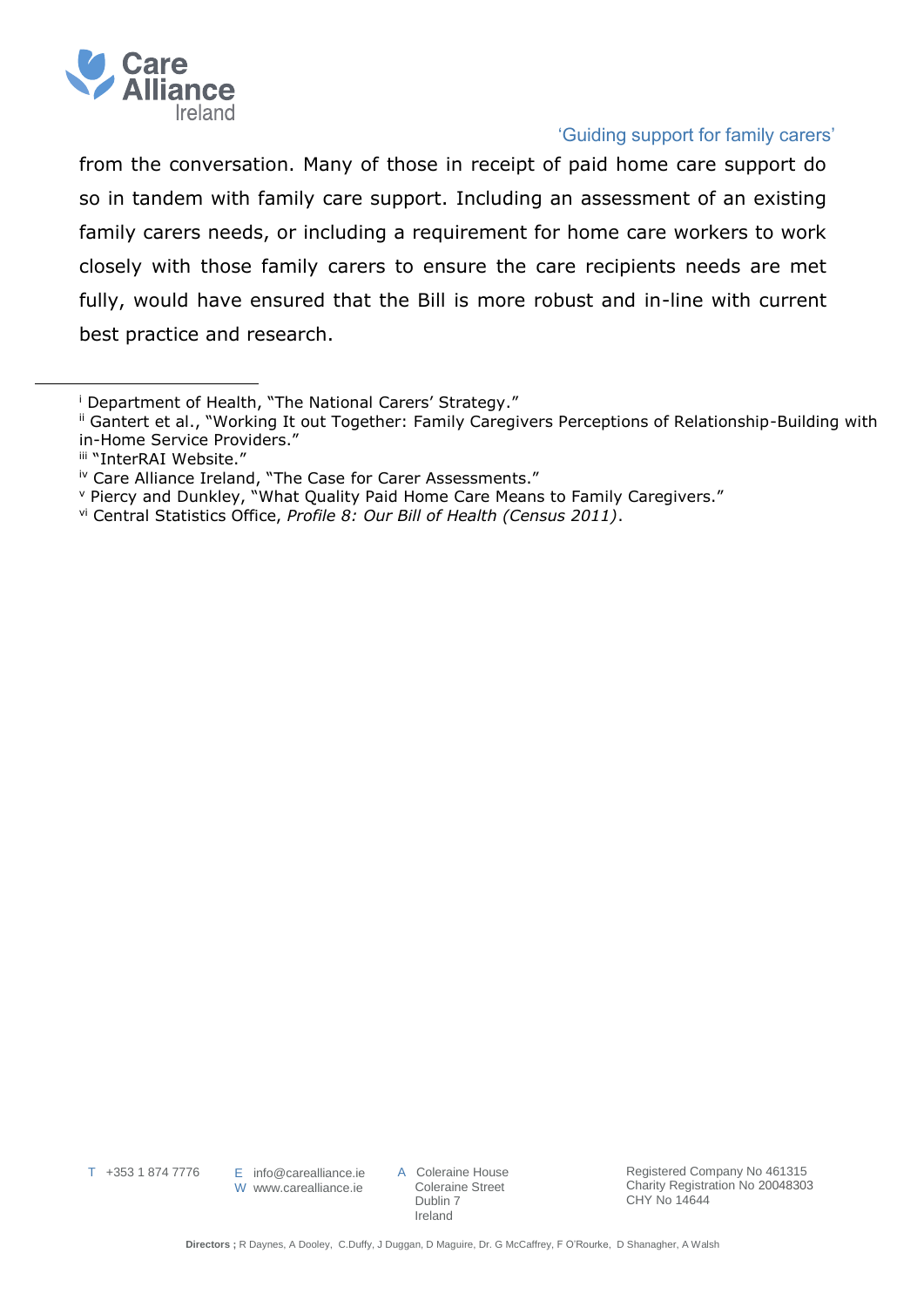from the conversation. Many of those in receipt of paid home care support do so in tandem with family care support. Including an assessment of an existing family carers needs, or including a requirement for home care workers to work closely with those family carers to ensure the care recipients needs are met fully, would have ensured that the Bill is more robust and in-line with current best practice and research.

---

[i] Department of Health, "The National Carers' Strategy."

[ii] Gantert et al., "Working It out Together: Family Caregivers Perceptions of Relationship-Building with in-Home Service Providers."

[iii] "InterRAI Website."

[iv] Care Alliance Ireland, "The Case for Carer Assessments."

[v] Piercy and Dunkley, "What Quality Paid Home Care Means to Family Caregivers."

[vi] Central Statistics Office, *Profile 8: Our Bill of Health (Census 2011)*.